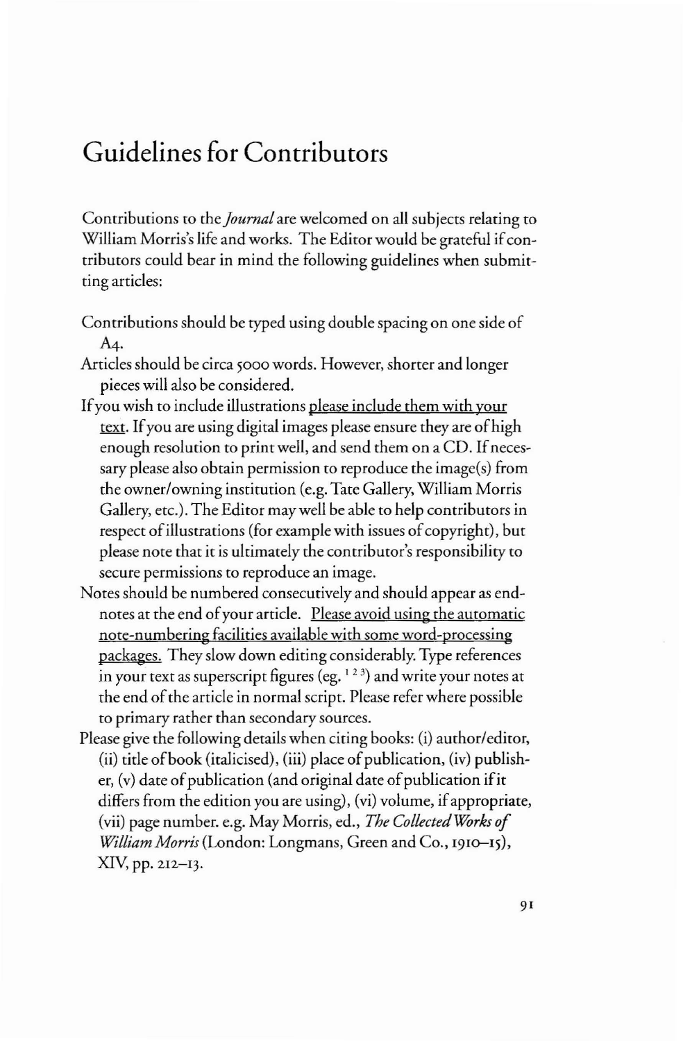# Guidelines for Contributors

Contributions to the *Journal* are welcomed on all subjects relating to William Morris's life and works. The Editor would be grateful if contributors could bear in mind the following guidelines when submitting articles:

Contributions should be typed using double spacing on one side of A4.

Articles should be circa 5000 words. However, shorter and longer pieces will also be considered.

If you wish to include illustrations <u>please include them with your text</u>. If you are using digital images please ensure they are of high enough resolution to print well, and send them on a CD. If necessary please also obtain permission to reproduce the image(s) from the owner/owning institution (e.g. Tate Gallery, William Morris Gallery, etc.). The Editor may well be able to help contributors in respect of illustrations (for example with issues of copyright), but please note that it is ultimately the contributor's responsibility to secure permissions to reproduce an image.

Notes should be numbered consecutively and should appear as endnotes at the end of your article. <u>Please avoid using the automatic note-numbering facilities available with some word-processing packages.</u> They slow down editing considerably. Type references in your text as superscript figures (eg. [1 2 3]) and write your notes at the end of the article in normal script. Please refer where possible to primary rather than secondary sources.

Please give the following details when citing books: (i) author/editor, (ii) title of book (italicised), (iii) place of publication, (iv) publisher, (v) date of publication (and original date of publication if it differs from the edition you are using), (vi) volume, if appropriate, (vii) page number. e.g. May Morris, ed., *The Collected Works of William Morris* (London: Longmans, Green and Co., 1910–15), XIV, pp. 212–13.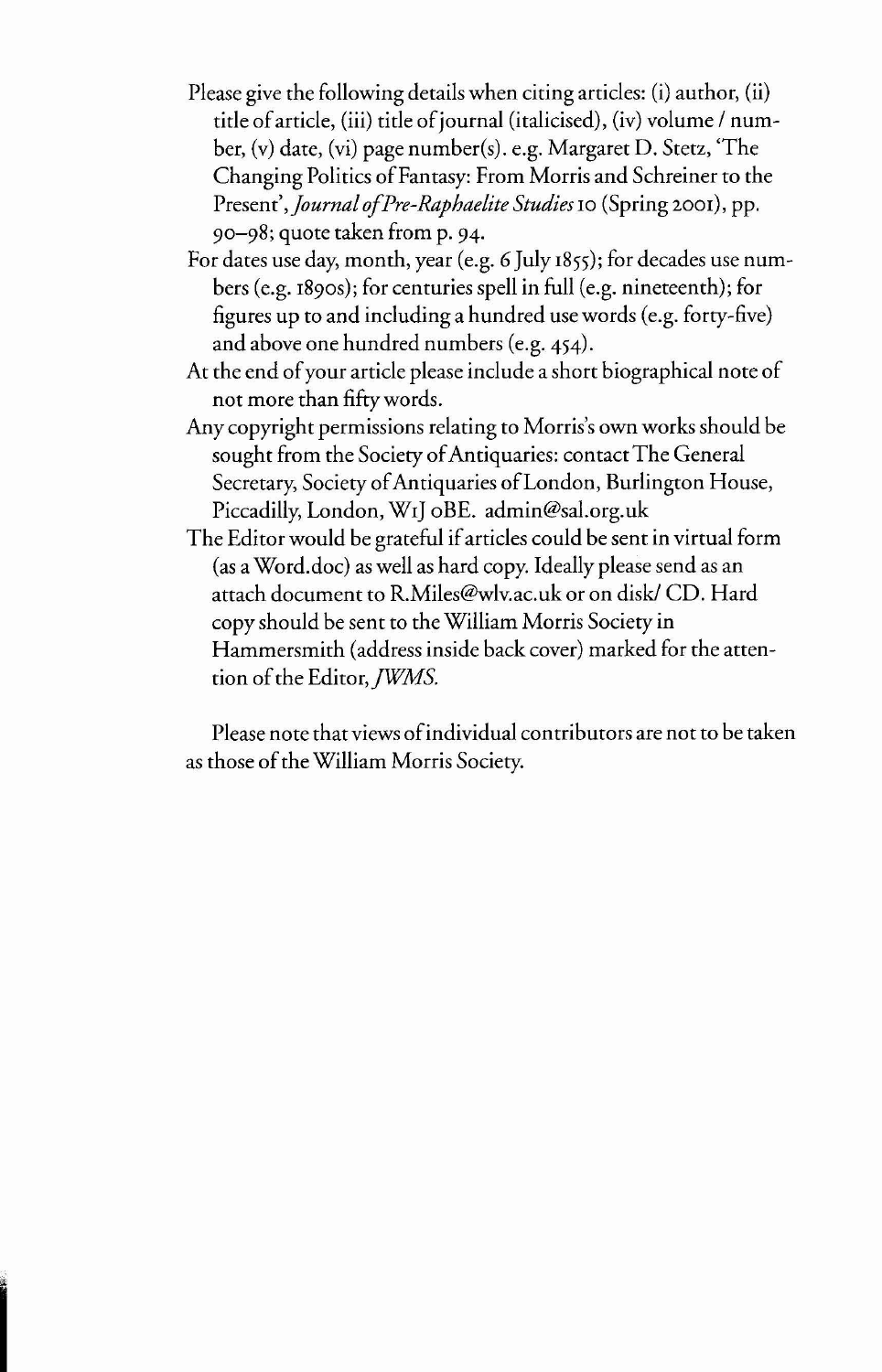Please give the following details when citing articles: (i) author, (ii) title of article, (iii) title of journal (italicised), (iv) volume / number, (v) date, (vi) page number(s). e.g. Margaret D. Stetz, 'The Changing Politics of Fantasy: From Morris and Schreiner to the Present', *Journal of Pre-Raphaelite Studies* 10 (Spring 2001), pp. 90–98; quote taken from p. 94.

For dates use day, month, year (e.g. 6 July 1855); for decades use numbers (e.g. 1890s); for centuries spell in full (e.g. nineteenth); for figures up to and including a hundred use words (e.g. forty-five) and above one hundred numbers (e.g. 454).

At the end of your article please include a short biographical note of not more than fifty words.

Any copyright permissions relating to Morris's own works should be sought from the Society of Antiquaries: contact The General Secretary, Society of Antiquaries of London, Burlington House, Piccadilly, London, W1J 0BE. admin@sal.org.uk

The Editor would be grateful if articles could be sent in virtual form (as a Word.doc) as well as hard copy. Ideally please send as an attach document to R.Miles@wlv.ac.uk or on disk/ CD. Hard copy should be sent to the William Morris Society in Hammersmith (address inside back cover) marked for the attention of the Editor, *JWMS*.

Please note that views of individual contributors are not to be taken as those of the William Morris Society.